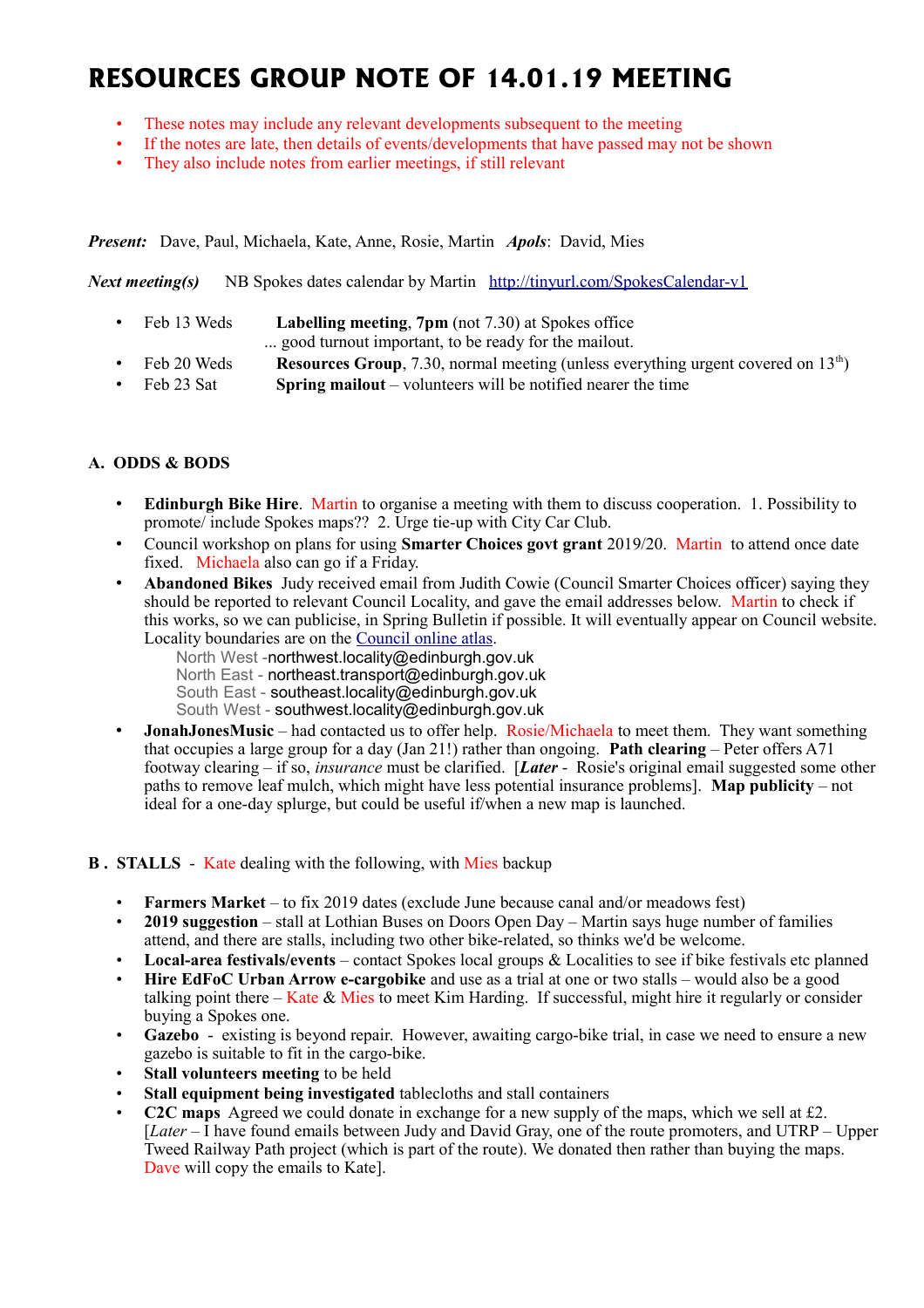# RESOURCES GROUP NOTE OF 14.01.19 MEETING

- These notes may include any relevant developments subsequent to the meeting
- If the notes are late, then details of events/developments that have passed may not be shown
- They also include notes from earlier meetings, if still relevant

***Present:*** Dave, Paul, Michaela, Kate, Anne, Rosie, Martin ***Apols***: David, Mies

***Next meeting(s)*** NB Spokes dates calendar by Martin http://tinyurl.com/SpokesCalendar-v1

- Feb 13 Weds **Labelling meeting**, **7pm** (not 7.30) at Spokes office ... good turnout important, to be ready for the mailout.
- Feb 20 Weds **Resources Group**, 7.30, normal meeting (unless everything urgent covered on 13th)
- Feb 23 Sat **Spring mailout** – volunteers will be notified nearer the time

## A. ODDS & BODS

- **Edinburgh Bike Hire**. Martin to organise a meeting with them to discuss cooperation. 1. Possibility to promote/ include Spokes maps?? 2. Urge tie-up with City Car Club.
- Council workshop on plans for using **Smarter Choices govt grant** 2019/20. Martin to attend once date fixed. Michaela also can go if a Friday.
- **Abandoned Bikes** Judy received email from Judith Cowie (Council Smarter Choices officer) saying they should be reported to relevant Council Locality, and gave the email addresses below. Martin to check if this works, so we can publicise, in Spring Bulletin if possible. It will eventually appear on Council website. Locality boundaries are on the Council online atlas.
  - North West -northwest.locality@edinburgh.gov.uk
  - North East - northeast.transport@edinburgh.gov.uk
  - South East - southeast.locality@edinburgh.gov.uk
  - South West - southwest.locality@edinburgh.gov.uk
- **JonahJonesMusic** – had contacted us to offer help. Rosie/Michaela to meet them. They want something that occupies a large group for a day (Jan 21!) rather than ongoing. **Path clearing** – Peter offers A71 footway clearing – if so, *insurance* must be clarified. [***Later*** - Rosie's original email suggested some other paths to remove leaf mulch, which might have less potential insurance problems]. **Map publicity** – not ideal for a one-day splurge, but could be useful if/when a new map is launched.

## B . STALLS - Kate dealing with the following, with Mies backup

- **Farmers Market** – to fix 2019 dates (exclude June because canal and/or meadows fest)
- **2019 suggestion** – stall at Lothian Buses on Doors Open Day – Martin says huge number of families attend, and there are stalls, including two other bike-related, so thinks we'd be welcome.
- **Local-area festivals/events** – contact Spokes local groups & Localities to see if bike festivals etc planned
- **Hire EdFoC Urban Arrow e-cargobike** and use as a trial at one or two stalls – would also be a good talking point there – Kate & Mies to meet Kim Harding. If successful, might hire it regularly or consider buying a Spokes one.
- **Gazebo** - existing is beyond repair. However, awaiting cargo-bike trial, in case we need to ensure a new gazebo is suitable to fit in the cargo-bike.
- **Stall volunteers meeting** to be held
- **Stall equipment being investigated** tablecloths and stall containers
- **C2C maps** Agreed we could donate in exchange for a new supply of the maps, which we sell at £2. [*Later* – I have found emails between Judy and David Gray, one of the route promoters, and UTRP – Upper Tweed Railway Path project (which is part of the route). We donated then rather than buying the maps. Dave will copy the emails to Kate].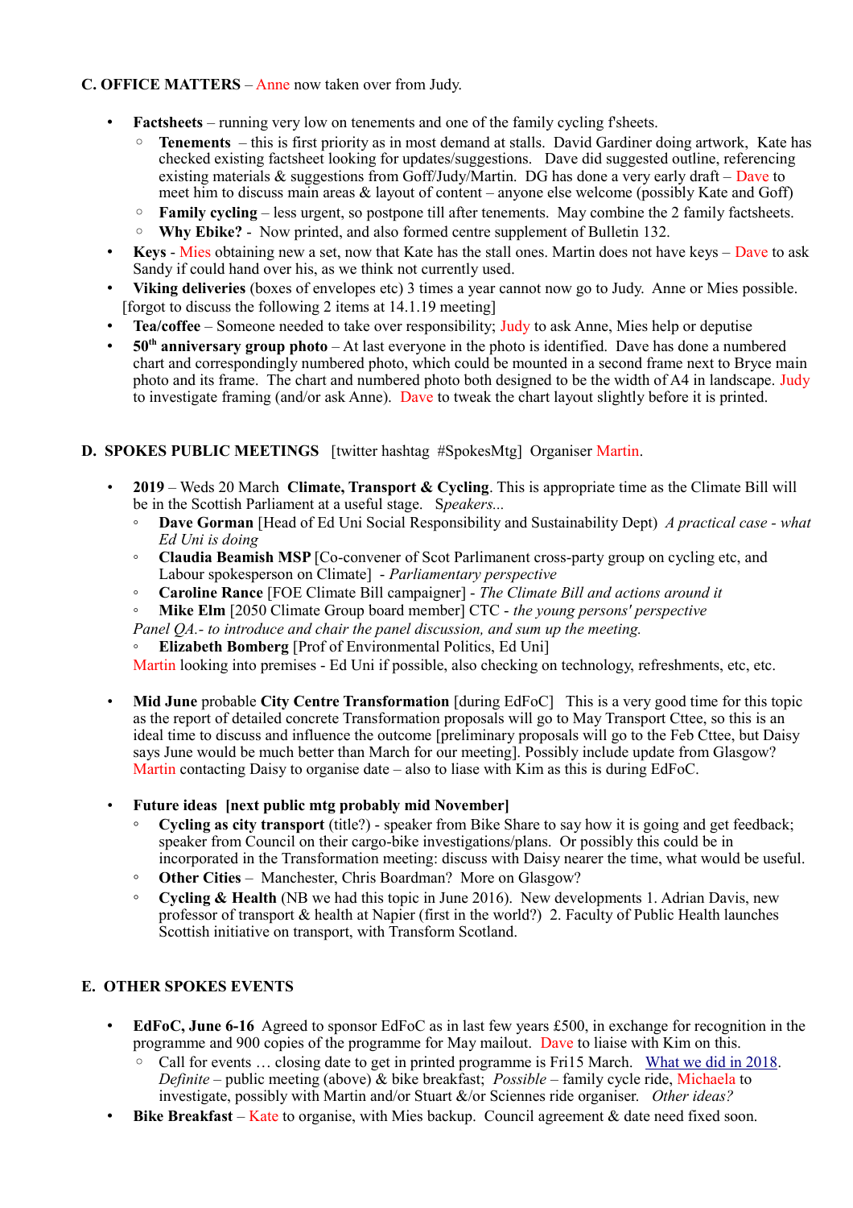## C. OFFICE MATTERS – Anne now taken over from Judy.

- **Factsheets** – running very low on tenements and one of the family cycling f'sheets.
  - **Tenements** – this is first priority as in most demand at stalls. David Gardiner doing artwork, Kate has checked existing factsheet looking for updates/suggestions. Dave did suggested outline, referencing existing materials & suggestions from Goff/Judy/Martin. DG has done a very early draft – Dave to meet him to discuss main areas & layout of content – anyone else welcome (possibly Kate and Goff)
  - **Family cycling** – less urgent, so postpone till after tenements. May combine the 2 family factsheets.
  - **Why Ebike?** - Now printed, and also formed centre supplement of Bulletin 132.
- **Keys** - Mies obtaining new a set, now that Kate has the stall ones. Martin does not have keys – Dave to ask Sandy if could hand over his, as we think not currently used.
- **Viking deliveries** (boxes of envelopes etc) 3 times a year cannot now go to Judy. Anne or Mies possible.

[forgot to discuss the following 2 items at 14.1.19 meeting]

- **Tea/coffee** – Someone needed to take over responsibility; Judy to ask Anne, Mies help or deputise
- **50th anniversary group photo** – At last everyone in the photo is identified. Dave has done a numbered chart and correspondingly numbered photo, which could be mounted in a second frame next to Bryce main photo and its frame. The chart and numbered photo both designed to be the width of A4 in landscape. Judy to investigate framing (and/or ask Anne). Dave to tweak the chart layout slightly before it is printed.

## D. SPOKES PUBLIC MEETINGS [twitter hashtag #SpokesMtg] Organiser Martin.

- **2019** – Weds 20 March **Climate, Transport & Cycling**. This is appropriate time as the Climate Bill will be in the Scottish Parliament at a useful stage. *Speakers...*
  - **Dave Gorman** [Head of Ed Uni Social Responsibility and Sustainability Dept) *A practical case - what Ed Uni is doing*
  - **Claudia Beamish MSP** [Co-convener of Scot Parlimanent cross-party group on cycling etc, and Labour spokesperson on Climate] - *Parliamentary perspective*
  - **Caroline Rance** [FOE Climate Bill campaigner] - *The Climate Bill and actions around it*
  - **Mike Elm** [2050 Climate Group board member] CTC - *the young persons' perspective*

  *Panel QA.- to introduce and chair the panel discussion, and sum up the meeting.*
  - **Elizabeth Bomberg** [Prof of Environmental Politics, Ed Uni]

  Martin looking into premises - Ed Uni if possible, also checking on technology, refreshments, etc, etc.

- **Mid June** probable **City Centre Transformation** [during EdFoC] This is a very good time for this topic as the report of detailed concrete Transformation proposals will go to May Transport Cttee, so this is an ideal time to discuss and influence the outcome [preliminary proposals will go to the Feb Cttee, but Daisy says June would be much better than March for our meeting]. Possibly include update from Glasgow? Martin contacting Daisy to organise date – also to liase with Kim as this is during EdFoC.

- **Future ideas [next public mtg probably mid November]**
  - **Cycling as city transport** (title?) - speaker from Bike Share to say how it is going and get feedback; speaker from Council on their cargo-bike investigations/plans. Or possibly this could be in incorporated in the Transformation meeting: discuss with Daisy nearer the time, what would be useful.
  - **Other Cities** – Manchester, Chris Boardman? More on Glasgow?
  - **Cycling & Health** (NB we had this topic in June 2016). New developments 1. Adrian Davis, new professor of transport & health at Napier (first in the world?) 2. Faculty of Public Health launches Scottish initiative on transport, with Transform Scotland.

## E. OTHER SPOKES EVENTS

- **EdFoC, June 6-16** Agreed to sponsor EdFoC as in last few years £500, in exchange for recognition in the programme and 900 copies of the programme for May mailout. Dave to liaise with Kim on this.
  - Call for events … closing date to get in printed programme is Fri15 March. What we did in 2018. *Definite* – public meeting (above) & bike breakfast; *Possible* – family cycle ride, Michaela to investigate, possibly with Martin and/or Stuart &/or Sciennes ride organiser. *Other ideas?*
- **Bike Breakfast** – Kate to organise, with Mies backup. Council agreement & date need fixed soon.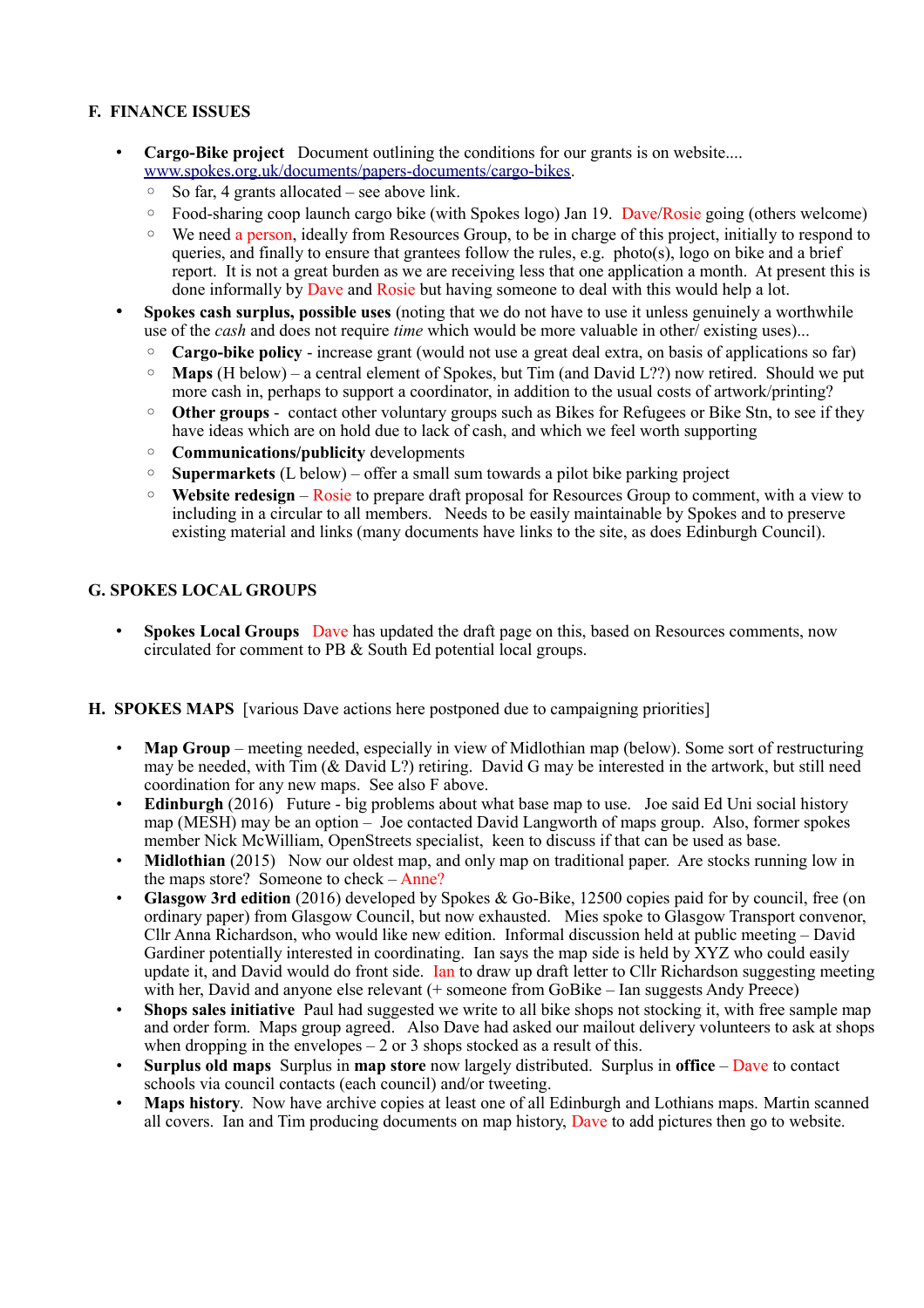## F. FINANCE ISSUES

- **Cargo-Bike project** Document outlining the conditions for our grants is on website.... [www.spokes.org.uk/documents/papers-documents/cargo-bikes](http://www.spokes.org.uk/documents/papers-documents/cargo-bikes).
  - So far, 4 grants allocated – see above link.
  - Food-sharing coop launch cargo bike (with Spokes logo) Jan 19. Dave/Rosie going (others welcome)
  - We need a person, ideally from Resources Group, to be in charge of this project, initially to respond to queries, and finally to ensure that grantees follow the rules, e.g. photo(s), logo on bike and a brief report. It is not a great burden as we are receiving less that one application a month. At present this is done informally by Dave and Rosie but having someone to deal with this would help a lot.
- **Spokes cash surplus, possible uses** (noting that we do not have to use it unless genuinely a worthwhile use of the *cash* and does not require *time* which would be more valuable in other/ existing uses)...
  - **Cargo-bike policy** - increase grant (would not use a great deal extra, on basis of applications so far)
  - **Maps** (H below) – a central element of Spokes, but Tim (and David L??) now retired. Should we put more cash in, perhaps to support a coordinator, in addition to the usual costs of artwork/printing?
  - **Other groups** - contact other voluntary groups such as Bikes for Refugees or Bike Stn, to see if they have ideas which are on hold due to lack of cash, and which we feel worth supporting
  - **Communications/publicity** developments
  - **Supermarkets** (L below) – offer a small sum towards a pilot bike parking project
  - **Website redesign** – Rosie to prepare draft proposal for Resources Group to comment, with a view to including in a circular to all members. Needs to be easily maintainable by Spokes and to preserve existing material and links (many documents have links to the site, as does Edinburgh Council).

## G. SPOKES LOCAL GROUPS

- **Spokes Local Groups** Dave has updated the draft page on this, based on Resources comments, now circulated for comment to PB & South Ed potential local groups.

## H. SPOKES MAPS [various Dave actions here postponed due to campaigning priorities]

- **Map Group** – meeting needed, especially in view of Midlothian map (below). Some sort of restructuring may be needed, with Tim (& David L?) retiring. David G may be interested in the artwork, but still need coordination for any new maps. See also F above.
- **Edinburgh** (2016) Future - big problems about what base map to use. Joe said Ed Uni social history map (MESH) may be an option – Joe contacted David Langworth of maps group. Also, former spokes member Nick McWilliam, OpenStreets specialist, keen to discuss if that can be used as base.
- **Midlothian** (2015) Now our oldest map, and only map on traditional paper. Are stocks running low in the maps store? Someone to check – Anne?
- **Glasgow 3rd edition** (2016) developed by Spokes & Go-Bike, 12500 copies paid for by council, free (on ordinary paper) from Glasgow Council, but now exhausted. Mies spoke to Glasgow Transport convenor, Cllr Anna Richardson, who would like new edition. Informal discussion held at public meeting – David Gardiner potentially interested in coordinating. Ian says the map side is held by XYZ who could easily update it, and David would do front side. Ian to draw up draft letter to Cllr Richardson suggesting meeting with her, David and anyone else relevant (+ someone from GoBike – Ian suggests Andy Preece)
- **Shops sales initiative** Paul had suggested we write to all bike shops not stocking it, with free sample map and order form. Maps group agreed. Also Dave had asked our mailout delivery volunteers to ask at shops when dropping in the envelopes – 2 or 3 shops stocked as a result of this.
- **Surplus old maps** Surplus in **map store** now largely distributed. Surplus in **office** – Dave to contact schools via council contacts (each council) and/or tweeting.
- **Maps history**. Now have archive copies at least one of all Edinburgh and Lothians maps. Martin scanned all covers. Ian and Tim producing documents on map history, Dave to add pictures then go to website.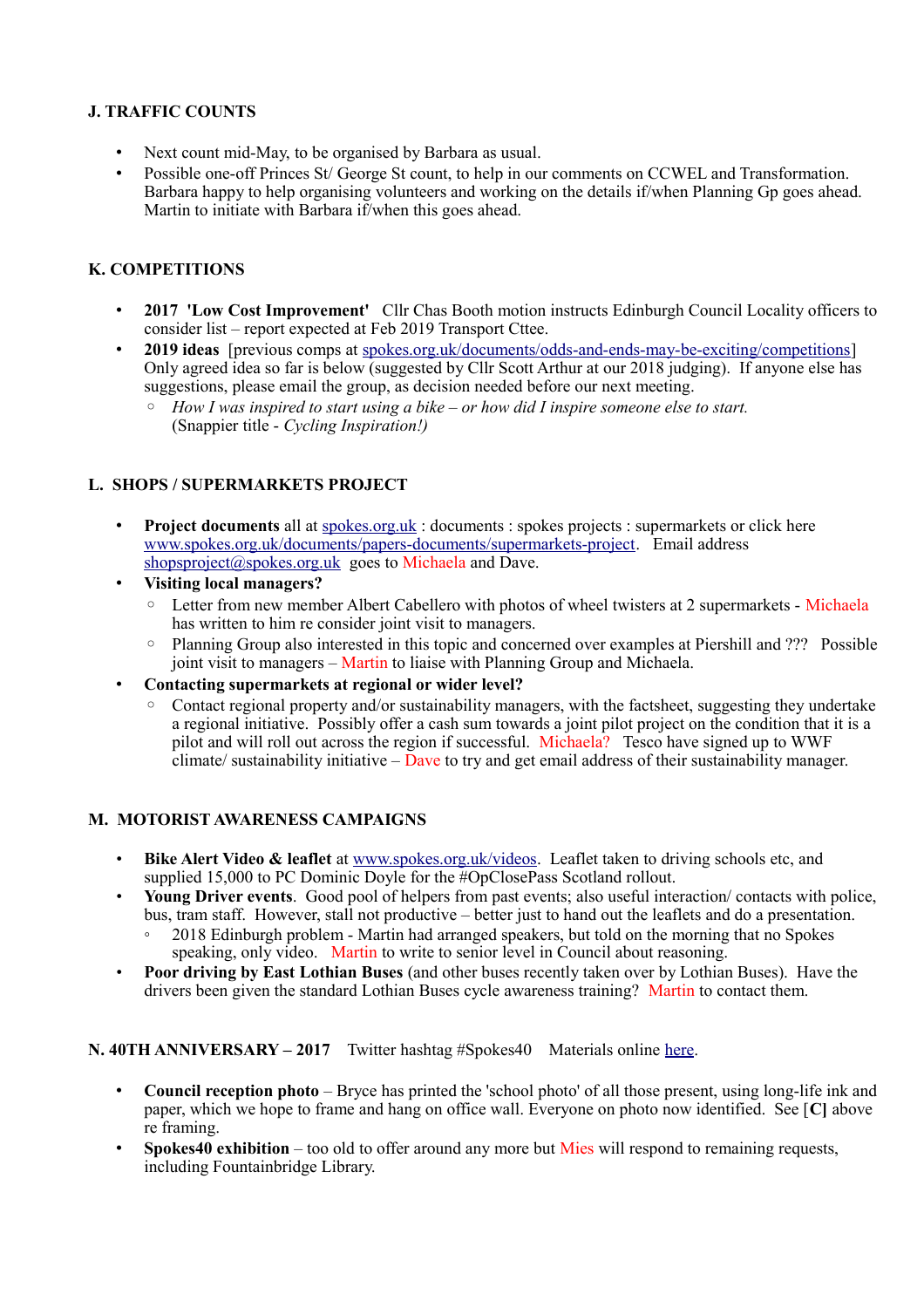## J. TRAFFIC COUNTS

- Next count mid-May, to be organised by Barbara as usual.
- Possible one-off Princes St/ George St count, to help in our comments on CCWEL and Transformation. Barbara happy to help organising volunteers and working on the details if/when Planning Gp goes ahead. Martin to initiate with Barbara if/when this goes ahead.

## K. COMPETITIONS

- **2017 'Low Cost Improvement'** Cllr Chas Booth motion instructs Edinburgh Council Locality officers to consider list – report expected at Feb 2019 Transport Cttee.
- **2019 ideas** [previous comps at spokes.org.uk/documents/odds-and-ends-may-be-exciting/competitions] Only agreed idea so far is below (suggested by Cllr Scott Arthur at our 2018 judging). If anyone else has suggestions, please email the group, as decision needed before our next meeting.
  - *How I was inspired to start using a bike – or how did I inspire someone else to start.* (Snappier title - *Cycling Inspiration!)*

## L. SHOPS / SUPERMARKETS PROJECT

- **Project documents** all at spokes.org.uk : documents : spokes projects : supermarkets or click here www.spokes.org.uk/documents/papers-documents/supermarkets-project. Email address shopsproject@spokes.org.uk goes to Michaela and Dave.
- **Visiting local managers?**
  - Letter from new member Albert Cabellero with photos of wheel twisters at 2 supermarkets - Michaela has written to him re consider joint visit to managers.
  - Planning Group also interested in this topic and concerned over examples at Piershill and ??? Possible joint visit to managers – Martin to liaise with Planning Group and Michaela.
- **Contacting supermarkets at regional or wider level?**
  - Contact regional property and/or sustainability managers, with the factsheet, suggesting they undertake a regional initiative. Possibly offer a cash sum towards a joint pilot project on the condition that it is a pilot and will roll out across the region if successful. Michaela? Tesco have signed up to WWF climate/ sustainability initiative – Dave to try and get email address of their sustainability manager.

## M. MOTORIST AWARENESS CAMPAIGNS

- **Bike Alert Video & leaflet** at www.spokes.org.uk/videos. Leaflet taken to driving schools etc, and supplied 15,000 to PC Dominic Doyle for the #OpClosePass Scotland rollout.
- **Young Driver events**. Good pool of helpers from past events; also useful interaction/ contacts with police, bus, tram staff. However, stall not productive – better just to hand out the leaflets and do a presentation.
  - 2018 Edinburgh problem - Martin had arranged speakers, but told on the morning that no Spokes speaking, only video. Martin to write to senior level in Council about reasoning.
- **Poor driving by East Lothian Buses** (and other buses recently taken over by Lothian Buses). Have the drivers been given the standard Lothian Buses cycle awareness training? Martin to contact them.

## N. 40TH ANNIVERSARY – 2017 Twitter hashtag #Spokes40 Materials online here.

- **Council reception photo** – Bryce has printed the 'school photo' of all those present, using long-life ink and paper, which we hope to frame and hang on office wall. Everyone on photo now identified. See [**C**] above re framing.
- **Spokes40 exhibition** – too old to offer around any more but Mies will respond to remaining requests, including Fountainbridge Library.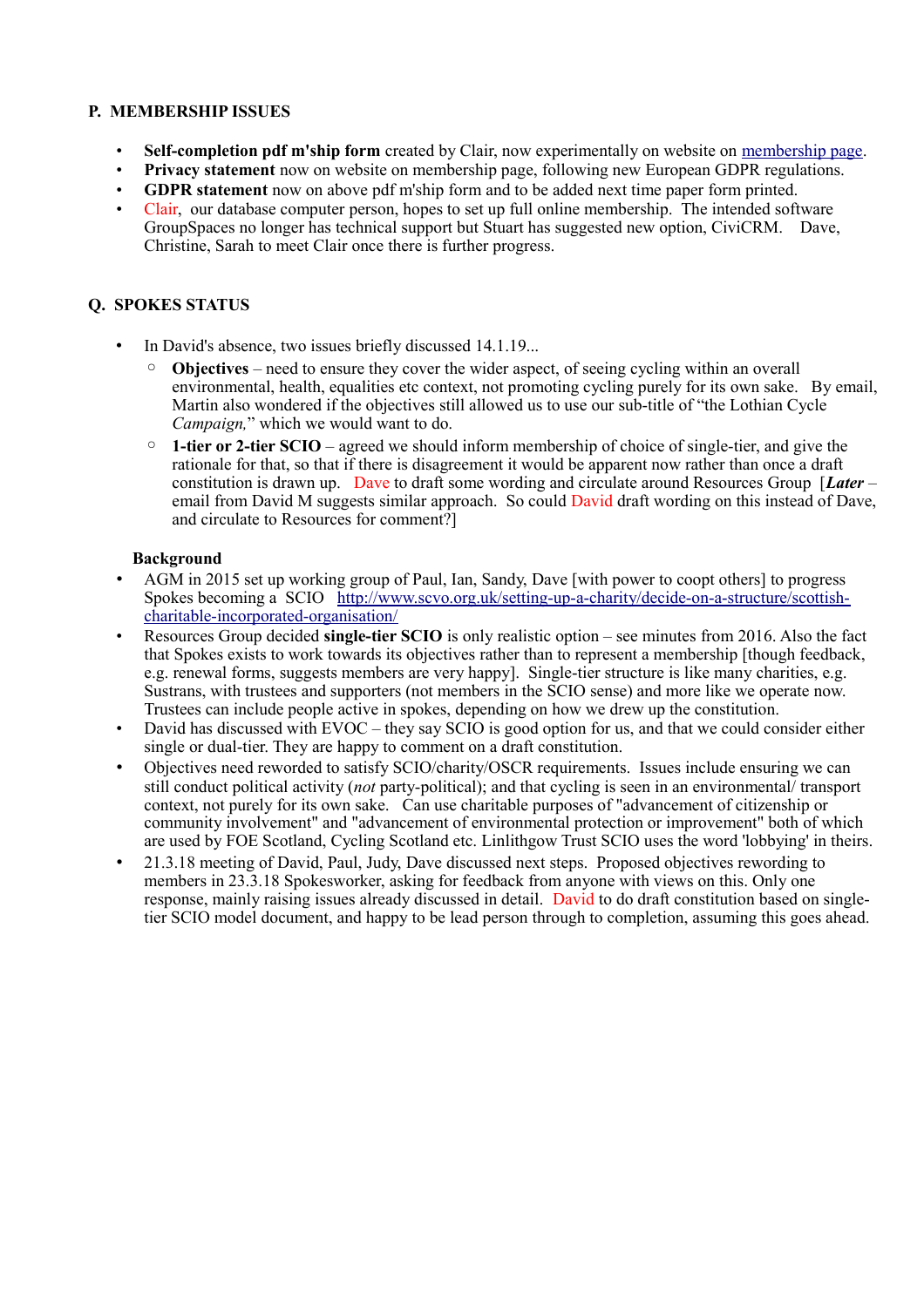## P. MEMBERSHIP ISSUES

- **Self-completion pdf m'ship form** created by Clair, now experimentally on website on [membership page](membership page).
- **Privacy statement** now on website on membership page, following new European GDPR regulations.
- **GDPR statement** now on above pdf m'ship form and to be added next time paper form printed.
- Clair, our database computer person, hopes to set up full online membership. The intended software GroupSpaces no longer has technical support but Stuart has suggested new option, CiviCRM. Dave, Christine, Sarah to meet Clair once there is further progress.

## Q. SPOKES STATUS

- In David's absence, two issues briefly discussed 14.1.19...
  - **Objectives** – need to ensure they cover the wider aspect, of seeing cycling within an overall environmental, health, equalities etc context, not promoting cycling purely for its own sake. By email, Martin also wondered if the objectives still allowed us to use our sub-title of "the Lothian Cycle *Campaign,*" which we would want to do.
  - **1-tier or 2-tier SCIO** – agreed we should inform membership of choice of single-tier, and give the rationale for that, so that if there is disagreement it would be apparent now rather than once a draft constitution is drawn up. Dave to draft some wording and circulate around Resources Group [***Later*** – email from David M suggests similar approach. So could David draft wording on this instead of Dave, and circulate to Resources for comment?]

**Background**

- AGM in 2015 set up working group of Paul, Ian, Sandy, Dave [with power to coopt others] to progress Spokes becoming a SCIO http://www.scvo.org.uk/setting-up-a-charity/decide-on-a-structure/scottish-charitable-incorporated-organisation/
- Resources Group decided **single-tier SCIO** is only realistic option – see minutes from 2016. Also the fact that Spokes exists to work towards its objectives rather than to represent a membership [though feedback, e.g. renewal forms, suggests members are very happy]. Single-tier structure is like many charities, e.g. Sustrans, with trustees and supporters (not members in the SCIO sense) and more like we operate now. Trustees can include people active in spokes, depending on how we drew up the constitution.
- David has discussed with EVOC – they say SCIO is good option for us, and that we could consider either single or dual-tier. They are happy to comment on a draft constitution.
- Objectives need reworded to satisfy SCIO/charity/OSCR requirements. Issues include ensuring we can still conduct political activity (*not* party-political); and that cycling is seen in an environmental/ transport context, not purely for its own sake. Can use charitable purposes of "advancement of citizenship or community involvement" and "advancement of environmental protection or improvement" both of which are used by FOE Scotland, Cycling Scotland etc. Linlithgow Trust SCIO uses the word 'lobbying' in theirs.
- 21.3.18 meeting of David, Paul, Judy, Dave discussed next steps. Proposed objectives rewording to members in 23.3.18 Spokesworker, asking for feedback from anyone with views on this. Only one response, mainly raising issues already discussed in detail. David to do draft constitution based on single-tier SCIO model document, and happy to be lead person through to completion, assuming this goes ahead.